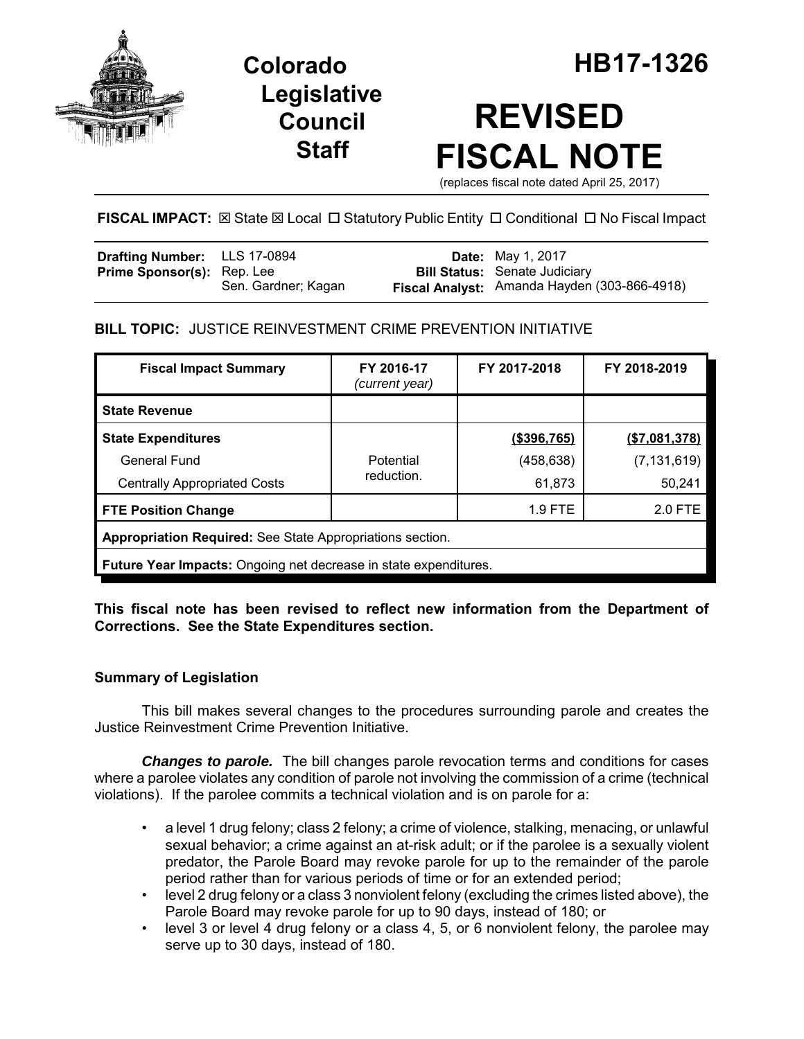# Colorado Legislative Council Staff

# HB17-1326

# REVISED FISCAL NOTE

(replaces fiscal note dated April 25, 2017)

**FISCAL IMPACT:** ☒ State ☒ Local ☐ Statutory Public Entity ☐ Conditional ☐ No Fiscal Impact

| | | | |
|---|---|---|---|
| **Drafting Number:** | LLS 17-0894 | **Date:** | May 1, 2017 |
| **Prime Sponsor(s):** | Rep. Lee<br>Sen. Gardner; Kagan | **Bill Status:** | Senate Judiciary |
| | | **Fiscal Analyst:** | Amanda Hayden (303-866-4918) |

**BILL TOPIC:** JUSTICE REINVESTMENT CRIME PREVENTION INITIATIVE

| Fiscal Impact Summary | FY 2016-17 *(current year)* | FY 2017-2018 | FY 2018-2019 |
|---|---|---|---|
| **State Revenue** | | | |
| **State Expenditures** | | **(\$396,765)** | **(\$7,081,378)** |
| General Fund | Potential reduction. | (458,638) | (7,131,619) |
| Centrally Appropriated Costs | | 61,873 | 50,241 |
| **FTE Position Change** | | 1.9 FTE | 2.0 FTE |
| **Appropriation Required:** See State Appropriations section. | | | |
| **Future Year Impacts:** Ongoing net decrease in state expenditures. | | | |

**This fiscal note has been revised to reflect new information from the Department of Corrections. See the State Expenditures section.**

## Summary of Legislation

This bill makes several changes to the procedures surrounding parole and creates the Justice Reinvestment Crime Prevention Initiative.

***Changes to parole.*** The bill changes parole revocation terms and conditions for cases where a parolee violates any condition of parole not involving the commission of a crime (technical violations). If the parolee commits a technical violation and is on parole for a:

- a level 1 drug felony; class 2 felony; a crime of violence, stalking, menacing, or unlawful sexual behavior; a crime against an at-risk adult; or if the parolee is a sexually violent predator, the Parole Board may revoke parole for up to the remainder of the parole period rather than for various periods of time or for an extended period;
- level 2 drug felony or a class 3 nonviolent felony (excluding the crimes listed above), the Parole Board may revoke parole for up to 90 days, instead of 180; or
- level 3 or level 4 drug felony or a class 4, 5, or 6 nonviolent felony, the parolee may serve up to 30 days, instead of 180.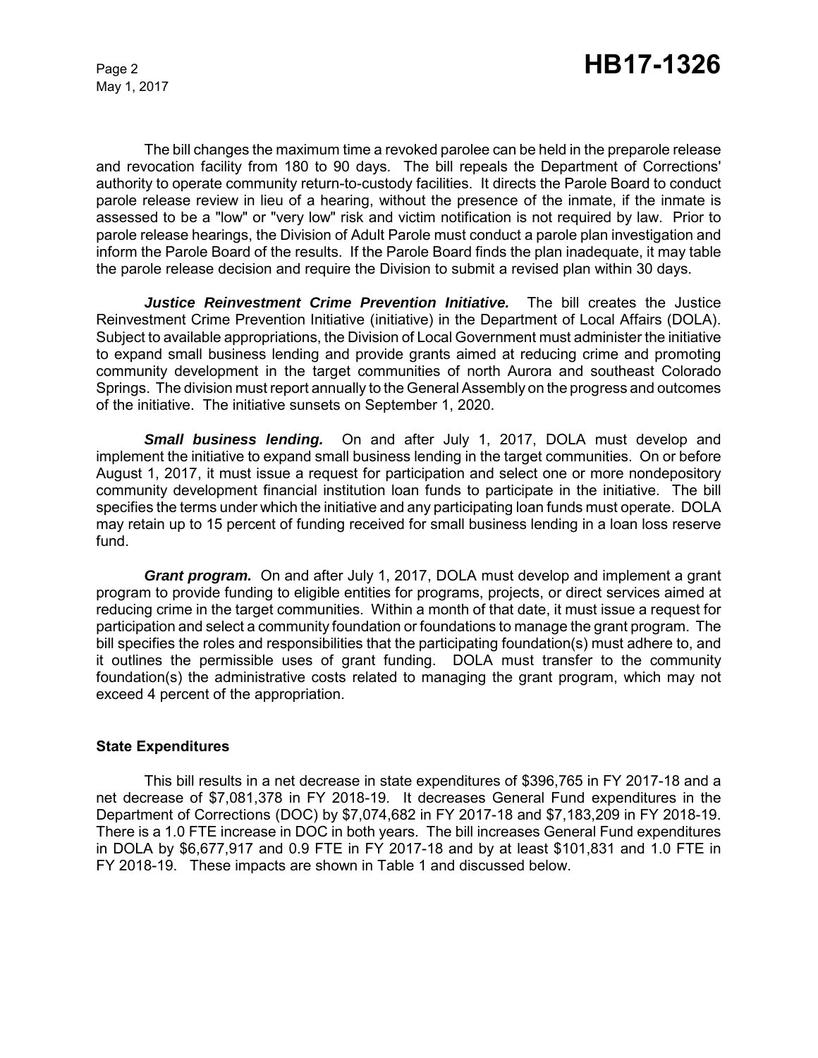The bill changes the maximum time a revoked parolee can be held in the preparole release and revocation facility from 180 to 90 days. The bill repeals the Department of Corrections' authority to operate community return-to-custody facilities. It directs the Parole Board to conduct parole release review in lieu of a hearing, without the presence of the inmate, if the inmate is assessed to be a "low" or "very low" risk and victim notification is not required by law. Prior to parole release hearings, the Division of Adult Parole must conduct a parole plan investigation and inform the Parole Board of the results. If the Parole Board finds the plan inadequate, it may table the parole release decision and require the Division to submit a revised plan within 30 days.

***Justice Reinvestment Crime Prevention Initiative.*** The bill creates the Justice Reinvestment Crime Prevention Initiative (initiative) in the Department of Local Affairs (DOLA). Subject to available appropriations, the Division of Local Government must administer the initiative to expand small business lending and provide grants aimed at reducing crime and promoting community development in the target communities of north Aurora and southeast Colorado Springs. The division must report annually to the General Assembly on the progress and outcomes of the initiative. The initiative sunsets on September 1, 2020.

***Small business lending.*** On and after July 1, 2017, DOLA must develop and implement the initiative to expand small business lending in the target communities. On or before August 1, 2017, it must issue a request for participation and select one or more nondepository community development financial institution loan funds to participate in the initiative. The bill specifies the terms under which the initiative and any participating loan funds must operate. DOLA may retain up to 15 percent of funding received for small business lending in a loan loss reserve fund.

***Grant program.*** On and after July 1, 2017, DOLA must develop and implement a grant program to provide funding to eligible entities for programs, projects, or direct services aimed at reducing crime in the target communities. Within a month of that date, it must issue a request for participation and select a community foundation or foundations to manage the grant program. The bill specifies the roles and responsibilities that the participating foundation(s) must adhere to, and it outlines the permissible uses of grant funding. DOLA must transfer to the community foundation(s) the administrative costs related to managing the grant program, which may not exceed 4 percent of the appropriation.

**State Expenditures**

This bill results in a net decrease in state expenditures of $396,765 in FY 2017-18 and a net decrease of $7,081,378 in FY 2018-19. It decreases General Fund expenditures in the Department of Corrections (DOC) by $7,074,682 in FY 2017-18 and $7,183,209 in FY 2018-19. There is a 1.0 FTE increase in DOC in both years. The bill increases General Fund expenditures in DOLA by $6,677,917 and 0.9 FTE in FY 2017-18 and by at least $101,831 and 1.0 FTE in FY 2018-19. These impacts are shown in Table 1 and discussed below.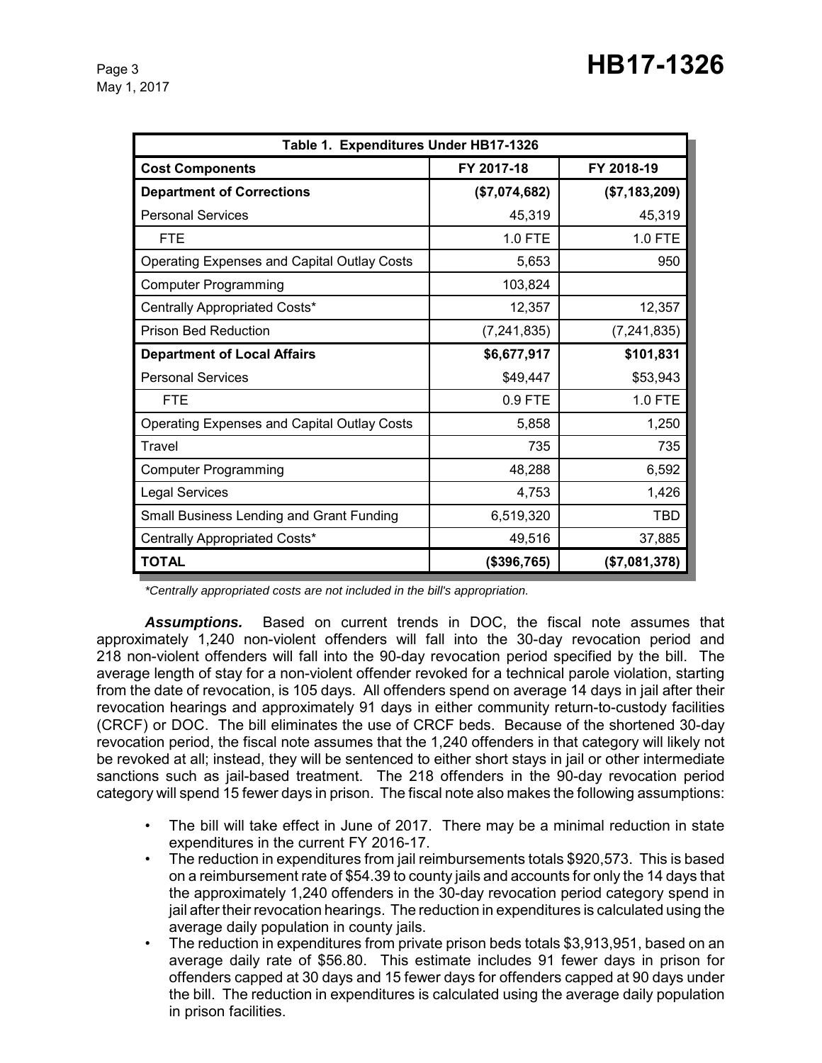| Table 1. Expenditures Under HB17-1326 | | |
|---|---|---|
| **Cost Components** | **FY 2017-18** | **FY 2018-19** |
| **Department of Corrections** | **($7,074,682)** | **($7,183,209)** |
| Personal Services | 45,319 | 45,319 |
| FTE | 1.0 FTE | 1.0 FTE |
| Operating Expenses and Capital Outlay Costs | 5,653 | 950 |
| Computer Programming | 103,824 | |
| Centrally Appropriated Costs* | 12,357 | 12,357 |
| Prison Bed Reduction | (7,241,835) | (7,241,835) |
| **Department of Local Affairs** | **$6,677,917** | **$101,831** |
| Personal Services | $49,447 | $53,943 |
| FTE | 0.9 FTE | 1.0 FTE |
| Operating Expenses and Capital Outlay Costs | 5,858 | 1,250 |
| Travel | 735 | 735 |
| Computer Programming | 48,288 | 6,592 |
| Legal Services | 4,753 | 1,426 |
| Small Business Lending and Grant Funding | 6,519,320 | TBD |
| Centrally Appropriated Costs* | 49,516 | 37,885 |
| **TOTAL** | **($396,765)** | **($7,081,378)** |

*\*Centrally appropriated costs are not included in the bill's appropriation.*

***Assumptions.*** Based on current trends in DOC, the fiscal note assumes that approximately 1,240 non-violent offenders will fall into the 30-day revocation period and 218 non-violent offenders will fall into the 90-day revocation period specified by the bill. The average length of stay for a non-violent offender revoked for a technical parole violation, starting from the date of revocation, is 105 days. All offenders spend on average 14 days in jail after their revocation hearings and approximately 91 days in either community return-to-custody facilities (CRCF) or DOC. The bill eliminates the use of CRCF beds. Because of the shortened 30-day revocation period, the fiscal note assumes that the 1,240 offenders in that category will likely not be revoked at all; instead, they will be sentenced to either short stays in jail or other intermediate sanctions such as jail-based treatment. The 218 offenders in the 90-day revocation period category will spend 15 fewer days in prison. The fiscal note also makes the following assumptions:

- The bill will take effect in June of 2017. There may be a minimal reduction in state expenditures in the current FY 2016-17.
- The reduction in expenditures from jail reimbursements totals $920,573. This is based on a reimbursement rate of $54.39 to county jails and accounts for only the 14 days that the approximately 1,240 offenders in the 30-day revocation period category spend in jail after their revocation hearings. The reduction in expenditures is calculated using the average daily population in county jails.
- The reduction in expenditures from private prison beds totals $3,913,951, based on an average daily rate of $56.80. This estimate includes 91 fewer days in prison for offenders capped at 30 days and 15 fewer days for offenders capped at 90 days under the bill. The reduction in expenditures is calculated using the average daily population in prison facilities.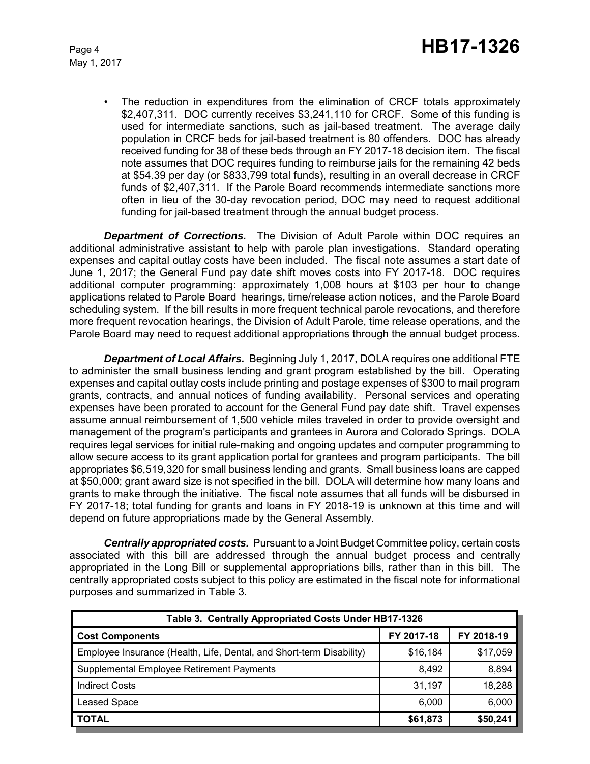- The reduction in expenditures from the elimination of CRCF totals approximately $2,407,311. DOC currently receives $3,241,110 for CRCF. Some of this funding is used for intermediate sanctions, such as jail-based treatment. The average daily population in CRCF beds for jail-based treatment is 80 offenders. DOC has already received funding for 38 of these beds through an FY 2017-18 decision item. The fiscal note assumes that DOC requires funding to reimburse jails for the remaining 42 beds at $54.39 per day (or $833,799 total funds), resulting in an overall decrease in CRCF funds of $2,407,311. If the Parole Board recommends intermediate sanctions more often in lieu of the 30-day revocation period, DOC may need to request additional funding for jail-based treatment through the annual budget process.

***Department of Corrections.*** The Division of Adult Parole within DOC requires an additional administrative assistant to help with parole plan investigations. Standard operating expenses and capital outlay costs have been included. The fiscal note assumes a start date of June 1, 2017; the General Fund pay date shift moves costs into FY 2017-18. DOC requires additional computer programming: approximately 1,008 hours at $103 per hour to change applications related to Parole Board hearings, time/release action notices, and the Parole Board scheduling system. If the bill results in more frequent technical parole revocations, and therefore more frequent revocation hearings, the Division of Adult Parole, time release operations, and the Parole Board may need to request additional appropriations through the annual budget process.

***Department of Local Affairs.*** Beginning July 1, 2017, DOLA requires one additional FTE to administer the small business lending and grant program established by the bill. Operating expenses and capital outlay costs include printing and postage expenses of $300 to mail program grants, contracts, and annual notices of funding availability. Personal services and operating expenses have been prorated to account for the General Fund pay date shift. Travel expenses assume annual reimbursement of 1,500 vehicle miles traveled in order to provide oversight and management of the program's participants and grantees in Aurora and Colorado Springs. DOLA requires legal services for initial rule-making and ongoing updates and computer programming to allow secure access to its grant application portal for grantees and program participants. The bill appropriates $6,519,320 for small business lending and grants. Small business loans are capped at $50,000; grant award size is not specified in the bill. DOLA will determine how many loans and grants to make through the initiative. The fiscal note assumes that all funds will be disbursed in FY 2017-18; total funding for grants and loans in FY 2018-19 is unknown at this time and will depend on future appropriations made by the General Assembly.

***Centrally appropriated costs.*** Pursuant to a Joint Budget Committee policy, certain costs associated with this bill are addressed through the annual budget process and centrally appropriated in the Long Bill or supplemental appropriations bills, rather than in this bill. The centrally appropriated costs subject to this policy are estimated in the fiscal note for informational purposes and summarized in Table 3.

| Table 3. Centrally Appropriated Costs Under HB17-1326 | | |
|---|---|---|
| **Cost Components** | **FY 2017-18** | **FY 2018-19** |
| Employee Insurance (Health, Life, Dental, and Short-term Disability) | $16,184 | $17,059 |
| Supplemental Employee Retirement Payments | 8,492 | 8,894 |
| Indirect Costs | 31,197 | 18,288 |
| Leased Space | 6,000 | 6,000 |
| **TOTAL** | **$61,873** | **$50,241** |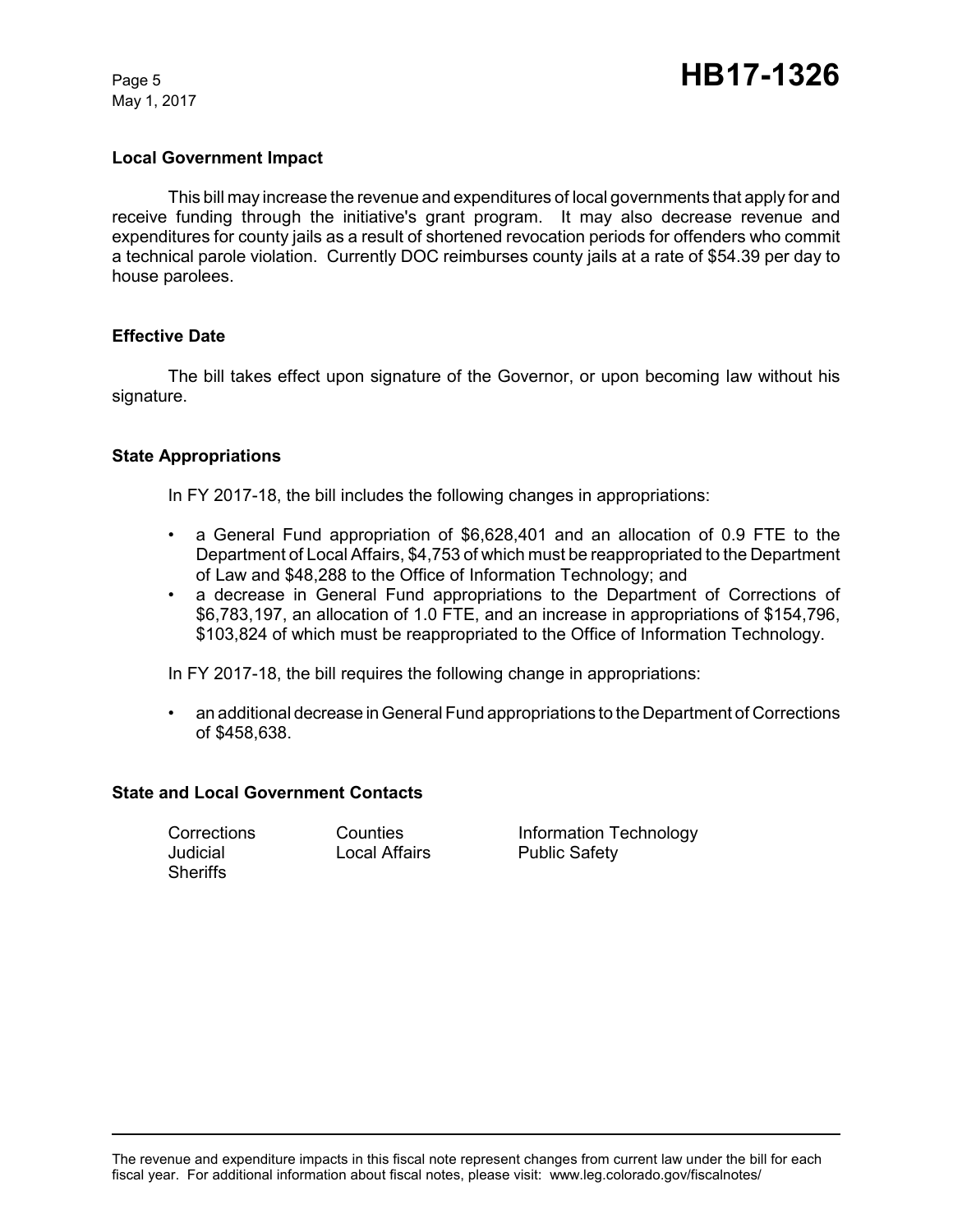**Local Government Impact**

This bill may increase the revenue and expenditures of local governments that apply for and receive funding through the initiative's grant program. It may also decrease revenue and expenditures for county jails as a result of shortened revocation periods for offenders who commit a technical parole violation. Currently DOC reimburses county jails at a rate of $54.39 per day to house parolees.

**Effective Date**

The bill takes effect upon signature of the Governor, or upon becoming law without his signature.

**State Appropriations**

In FY 2017-18, the bill includes the following changes in appropriations:

- a General Fund appropriation of $6,628,401 and an allocation of 0.9 FTE to the Department of Local Affairs, $4,753 of which must be reappropriated to the Department of Law and $48,288 to the Office of Information Technology; and
- a decrease in General Fund appropriations to the Department of Corrections of $6,783,197, an allocation of 1.0 FTE, and an increase in appropriations of $154,796, $103,824 of which must be reappropriated to the Office of Information Technology.

In FY 2017-18, the bill requires the following change in appropriations:

- an additional decrease in General Fund appropriations to the Department of Corrections of $458,638.

**State and Local Government Contacts**

Corrections
Counties
Information Technology
Judicial
Local Affairs
Public Safety
Sheriffs

The revenue and expenditure impacts in this fiscal note represent changes from current law under the bill for each fiscal year. For additional information about fiscal notes, please visit: www.leg.colorado.gov/fiscalnotes/